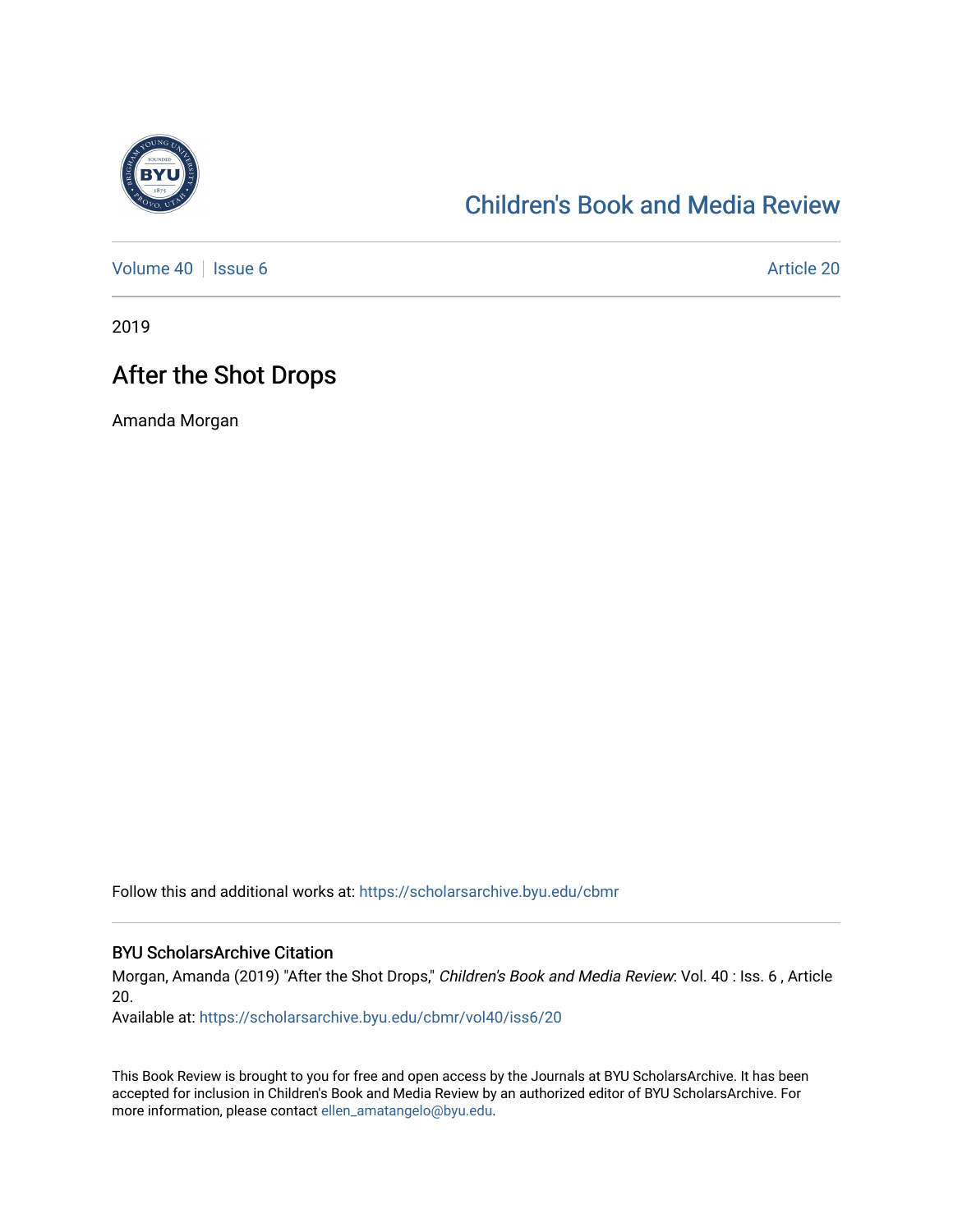# Children's Book and Media Review

Volume 40 | Issue 6 | Article 20

2019

## After the Shot Drops

Amanda Morgan

Follow this and additional works at: https://scholarsarchive.byu.edu/cbmr

### BYU ScholarsArchive Citation

Morgan, Amanda (2019) "After the Shot Drops," *Children's Book and Media Review*: Vol. 40 : Iss. 6 , Article 20.

Available at: https://scholarsarchive.byu.edu/cbmr/vol40/iss6/20

This Book Review is brought to you for free and open access by the Journals at BYU ScholarsArchive. It has been accepted for inclusion in Children's Book and Media Review by an authorized editor of BYU ScholarsArchive. For more information, please contact ellen_amatangelo@byu.edu.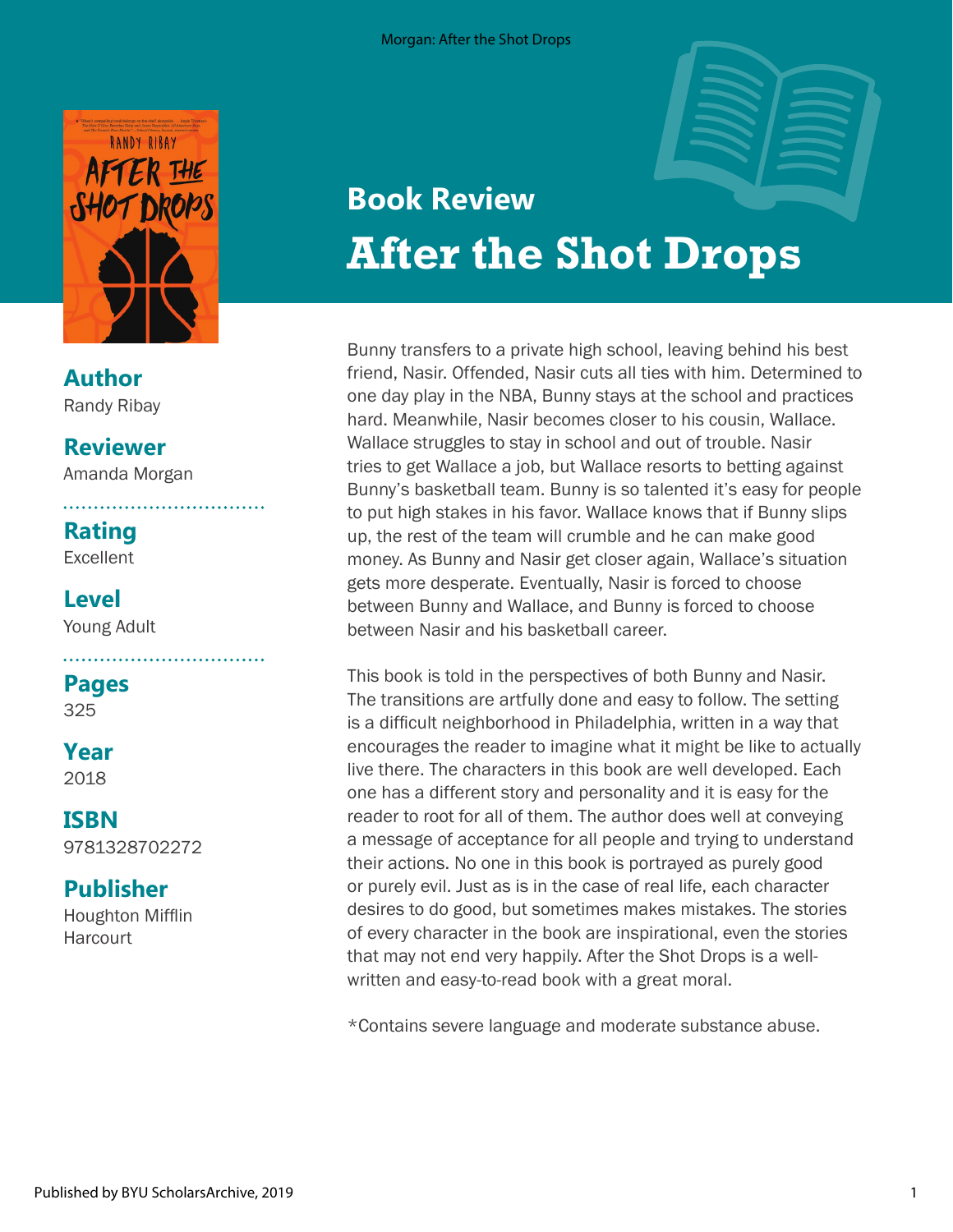## Book Review

# After the Shot Drops

**Author**
Randy Ribay

**Reviewer**
Amanda Morgan

**Rating**
Excellent

**Level**
Young Adult

**Pages**
325

**Year**
2018

**ISBN**
9781328702272

**Publisher**
Houghton Mifflin Harcourt

Bunny transfers to a private high school, leaving behind his best friend, Nasir. Offended, Nasir cuts all ties with him. Determined to one day play in the NBA, Bunny stays at the school and practices hard. Meanwhile, Nasir becomes closer to his cousin, Wallace. Wallace struggles to stay in school and out of trouble. Nasir tries to get Wallace a job, but Wallace resorts to betting against Bunny's basketball team. Bunny is so talented it's easy for people to put high stakes in his favor. Wallace knows that if Bunny slips up, the rest of the team will crumble and he can make good money. As Bunny and Nasir get closer again, Wallace's situation gets more desperate. Eventually, Nasir is forced to choose between Bunny and Wallace, and Bunny is forced to choose between Nasir and his basketball career.

This book is told in the perspectives of both Bunny and Nasir. The transitions are artfully done and easy to follow. The setting is a difficult neighborhood in Philadelphia, written in a way that encourages the reader to imagine what it might be like to actually live there. The characters in this book are well developed. Each one has a different story and personality and it is easy for the reader to root for all of them. The author does well at conveying a message of acceptance for all people and trying to understand their actions. No one in this book is portrayed as purely good or purely evil. Just as is in the case of real life, each character desires to do good, but sometimes makes mistakes. The stories of every character in the book are inspirational, even the stories that may not end very happily. After the Shot Drops is a well-written and easy-to-read book with a great moral.

*Contains severe language and moderate substance abuse.